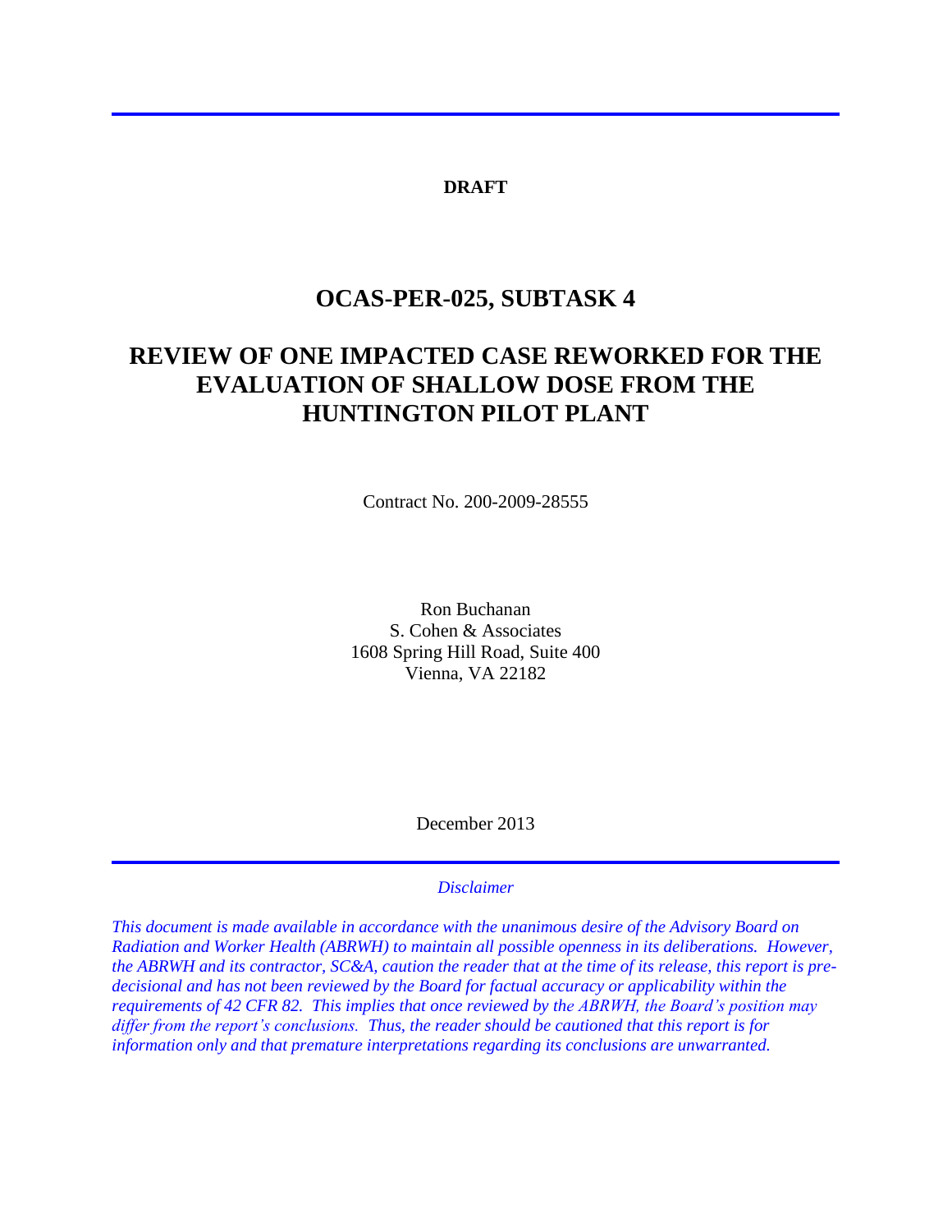**DRAFT**

# OCAS-PER-025, SUBTASK 4

# REVIEW OF ONE IMPACTED CASE REWORKED FOR THE EVALUATION OF SHALLOW DOSE FROM THE HUNTINGTON PILOT PLANT

Contract No. 200-2009-28555

Ron Buchanan
S. Cohen & Associates
1608 Spring Hill Road, Suite 400
Vienna, VA 22182

December 2013

*Disclaimer*

*This document is made available in accordance with the unanimous desire of the Advisory Board on Radiation and Worker Health (ABRWH) to maintain all possible openness in its deliberations. However, the ABRWH and its contractor, SC&A, caution the reader that at the time of its release, this report is pre-decisional and has not been reviewed by the Board for factual accuracy or applicability within the requirements of 42 CFR 82. This implies that once reviewed by the ABRWH, the Board's position may differ from the report's conclusions. Thus, the reader should be cautioned that this report is for information only and that premature interpretations regarding its conclusions are unwarranted.*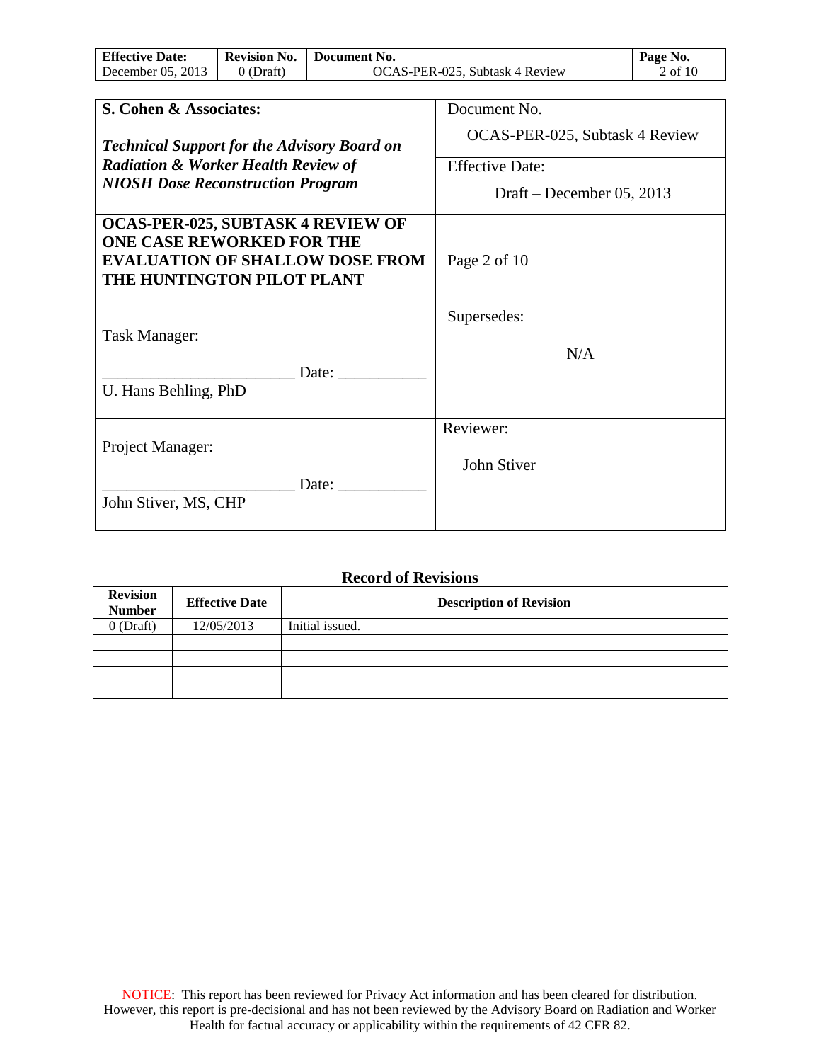| **S. Cohen & Associates:**<br><br>***Technical Support for the Advisory Board on Radiation & Worker Health Review of NIOSH Dose Reconstruction Program*** | Document No.<br><br>OCAS-PER-025, Subtask 4 Review<br><br>Effective Date:<br><br>Draft – December 05, 2013 |
|---|---|
| **OCAS-PER-025, SUBTASK 4 REVIEW OF ONE CASE REWORKED FOR THE EVALUATION OF SHALLOW DOSE FROM THE HUNTINGTON PILOT PLANT** | Page 2 of 10 |
| Task Manager:<br><br>________________________ Date: ___________<br>U. Hans Behling, PhD | Supersedes:<br><br>N/A |
| Project Manager:<br><br>________________________ Date: ___________<br>John Stiver, MS, CHP | Reviewer:<br><br>John Stiver |

**Record of Revisions**

| Revision Number | Effective Date | Description of Revision |
|---|---|---|
| 0 (Draft) | 12/05/2013 | Initial issued. |
| | | |
| | | |
| | | |
| | | |

NOTICE: This report has been reviewed for Privacy Act information and has been cleared for distribution. However, this report is pre-decisional and has not been reviewed by the Advisory Board on Radiation and Worker Health for factual accuracy or applicability within the requirements of 42 CFR 82.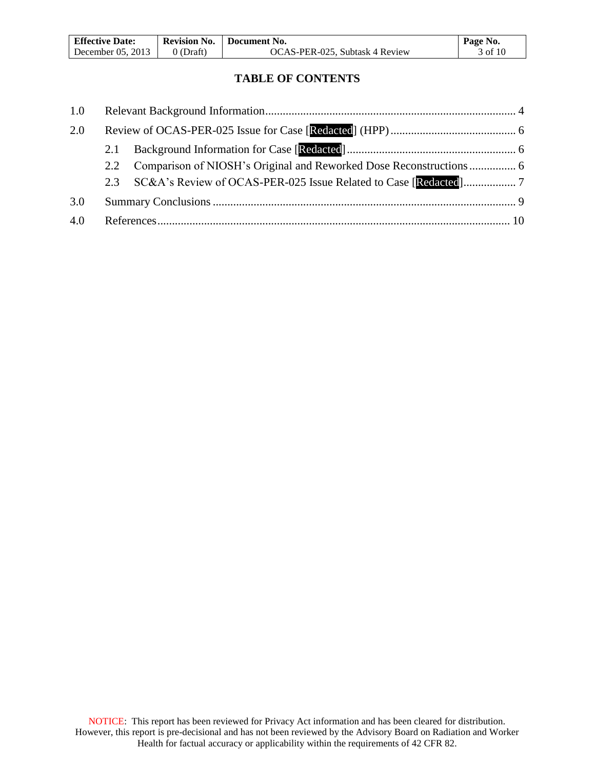## TABLE OF CONTENTS

1.0 Relevant Background Information ...................................................................................... 4

2.0 Review of OCAS-PER-025 Issue for Case [Redacted] (HPP) ........................................... 6

- 2.1 Background Information for Case [Redacted] ........................................................... 6
- 2.2 Comparison of NIOSH's Original and Reworked Dose Reconstructions ................ 6
- 2.3 SC&A's Review of OCAS-PER-025 Issue Related to Case [Redacted] .................. 7

3.0 Summary Conclusions ........................................................................................................ 9

4.0 References......................................................................................................................... 10

NOTICE: This report has been reviewed for Privacy Act information and has been cleared for distribution. However, this report is pre-decisional and has not been reviewed by the Advisory Board on Radiation and Worker Health for factual accuracy or applicability within the requirements of 42 CFR 82.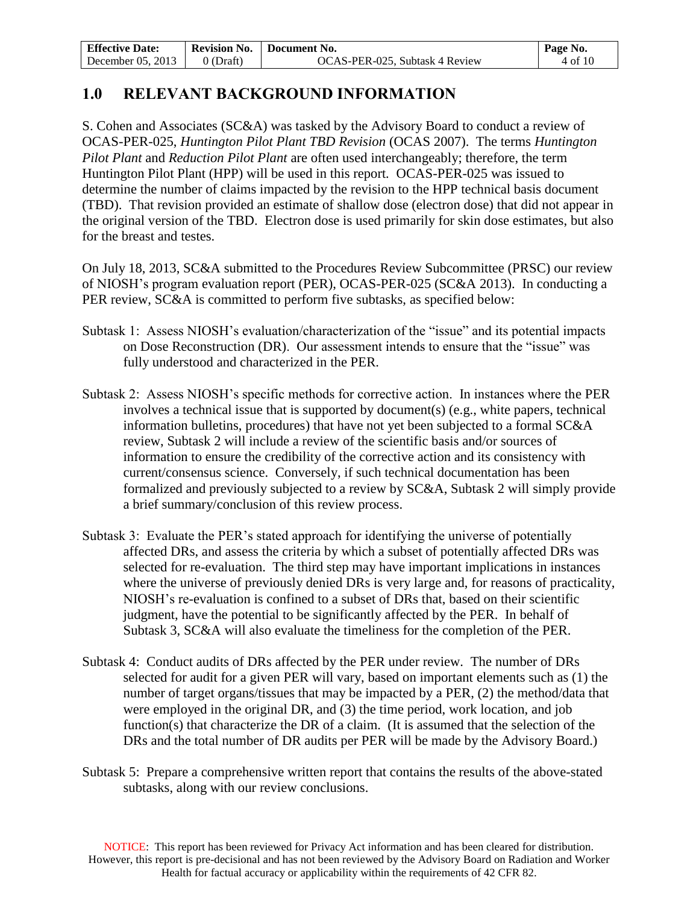## 1.0 RELEVANT BACKGROUND INFORMATION

S. Cohen and Associates (SC&A) was tasked by the Advisory Board to conduct a review of OCAS-PER-025, *Huntington Pilot Plant TBD Revision* (OCAS 2007). The terms *Huntington Pilot Plant* and *Reduction Pilot Plant* are often used interchangeably; therefore, the term Huntington Pilot Plant (HPP) will be used in this report. OCAS-PER-025 was issued to determine the number of claims impacted by the revision to the HPP technical basis document (TBD). That revision provided an estimate of shallow dose (electron dose) that did not appear in the original version of the TBD. Electron dose is used primarily for skin dose estimates, but also for the breast and testes.

On July 18, 2013, SC&A submitted to the Procedures Review Subcommittee (PRSC) our review of NIOSH's program evaluation report (PER), OCAS-PER-025 (SC&A 2013). In conducting a PER review, SC&A is committed to perform five subtasks, as specified below:

Subtask 1: Assess NIOSH's evaluation/characterization of the "issue" and its potential impacts on Dose Reconstruction (DR). Our assessment intends to ensure that the "issue" was fully understood and characterized in the PER.

Subtask 2: Assess NIOSH's specific methods for corrective action. In instances where the PER involves a technical issue that is supported by document(s) (e.g., white papers, technical information bulletins, procedures) that have not yet been subjected to a formal SC&A review, Subtask 2 will include a review of the scientific basis and/or sources of information to ensure the credibility of the corrective action and its consistency with current/consensus science. Conversely, if such technical documentation has been formalized and previously subjected to a review by SC&A, Subtask 2 will simply provide a brief summary/conclusion of this review process.

Subtask 3: Evaluate the PER's stated approach for identifying the universe of potentially affected DRs, and assess the criteria by which a subset of potentially affected DRs was selected for re-evaluation. The third step may have important implications in instances where the universe of previously denied DRs is very large and, for reasons of practicality, NIOSH's re-evaluation is confined to a subset of DRs that, based on their scientific judgment, have the potential to be significantly affected by the PER. In behalf of Subtask 3, SC&A will also evaluate the timeliness for the completion of the PER.

Subtask 4: Conduct audits of DRs affected by the PER under review. The number of DRs selected for audit for a given PER will vary, based on important elements such as (1) the number of target organs/tissues that may be impacted by a PER, (2) the method/data that were employed in the original DR, and (3) the time period, work location, and job function(s) that characterize the DR of a claim. (It is assumed that the selection of the DRs and the total number of DR audits per PER will be made by the Advisory Board.)

Subtask 5: Prepare a comprehensive written report that contains the results of the above-stated subtasks, along with our review conclusions.

NOTICE: This report has been reviewed for Privacy Act information and has been cleared for distribution. However, this report is pre-decisional and has not been reviewed by the Advisory Board on Radiation and Worker Health for factual accuracy or applicability within the requirements of 42 CFR 82.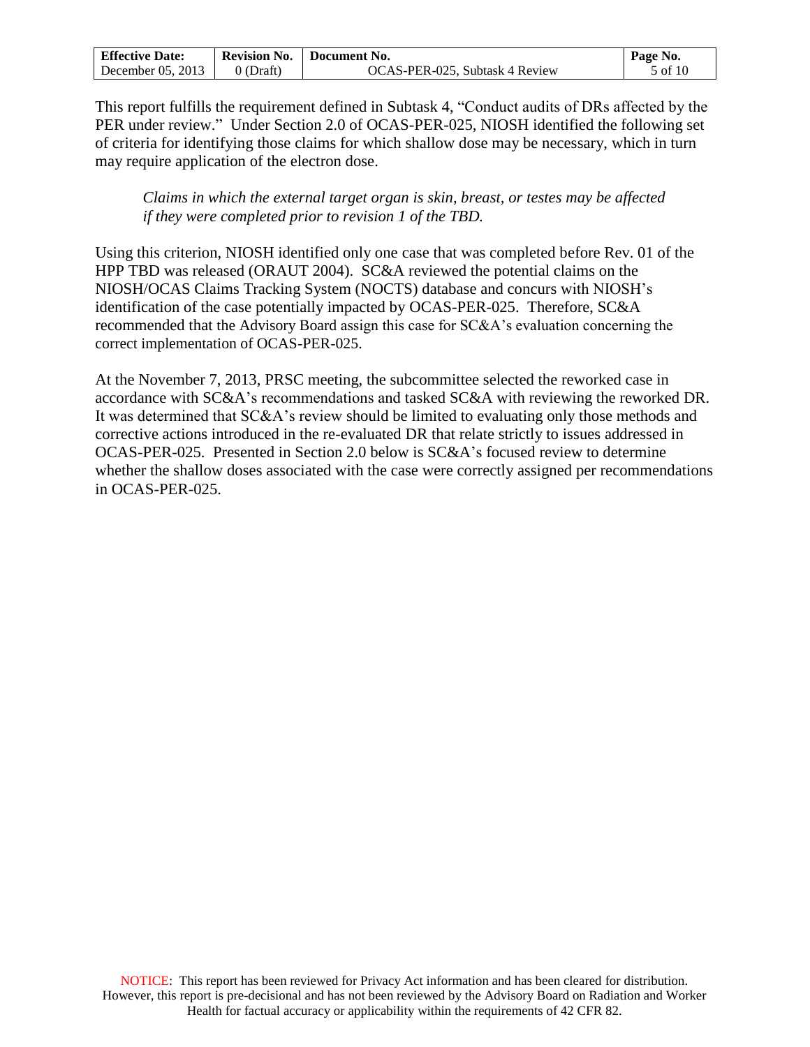This report fulfills the requirement defined in Subtask 4, "Conduct audits of DRs affected by the PER under review." Under Section 2.0 of OCAS-PER-025, NIOSH identified the following set of criteria for identifying those claims for which shallow dose may be necessary, which in turn may require application of the electron dose.

> *Claims in which the external target organ is skin, breast, or testes may be affected if they were completed prior to revision 1 of the TBD.*

Using this criterion, NIOSH identified only one case that was completed before Rev. 01 of the HPP TBD was released (ORAUT 2004). SC&A reviewed the potential claims on the NIOSH/OCAS Claims Tracking System (NOCTS) database and concurs with NIOSH's identification of the case potentially impacted by OCAS-PER-025. Therefore, SC&A recommended that the Advisory Board assign this case for SC&A's evaluation concerning the correct implementation of OCAS-PER-025.

At the November 7, 2013, PRSC meeting, the subcommittee selected the reworked case in accordance with SC&A's recommendations and tasked SC&A with reviewing the reworked DR. It was determined that SC&A's review should be limited to evaluating only those methods and corrective actions introduced in the re-evaluated DR that relate strictly to issues addressed in OCAS-PER-025. Presented in Section 2.0 below is SC&A's focused review to determine whether the shallow doses associated with the case were correctly assigned per recommendations in OCAS-PER-025.

NOTICE: This report has been reviewed for Privacy Act information and has been cleared for distribution. However, this report is pre-decisional and has not been reviewed by the Advisory Board on Radiation and Worker Health for factual accuracy or applicability within the requirements of 42 CFR 82.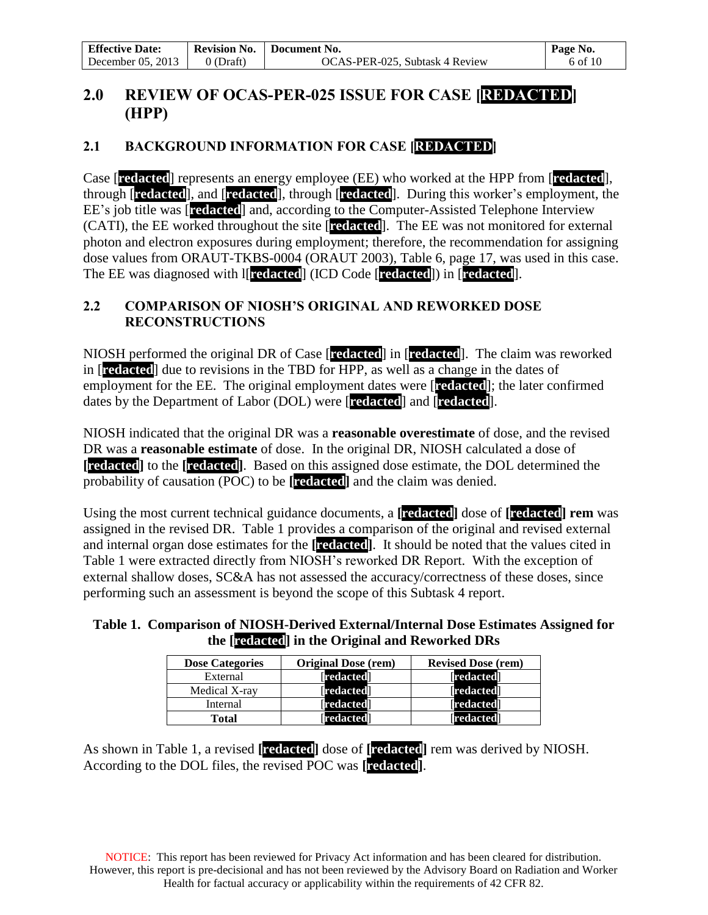## 2.0 REVIEW OF OCAS-PER-025 ISSUE FOR CASE [REDACTED] (HPP)

### 2.1 BACKGROUND INFORMATION FOR CASE [REDACTED]

Case [redacted] represents an energy employee (EE) who worked at the HPP from [redacted], through [redacted], and [redacted], through [redacted]. During this worker's employment, the EE's job title was [redacted] and, according to the Computer-Assisted Telephone Interview (CATI), the EE worked throughout the site [redacted]. The EE was not monitored for external photon and electron exposures during employment; therefore, the recommendation for assigning dose values from ORAUT-TKBS-0004 (ORAUT 2003), Table 6, page 17, was used in this case. The EE was diagnosed with l[redacted] (ICD Code [redacted]) in [redacted].

### 2.2 COMPARISON OF NIOSH'S ORIGINAL AND REWORKED DOSE RECONSTRUCTIONS

NIOSH performed the original DR of Case [redacted] in [redacted]. The claim was reworked in [redacted] due to revisions in the TBD for HPP, as well as a change in the dates of employment for the EE. The original employment dates were [redacted]; the later confirmed dates by the Department of Labor (DOL) were [redacted] and [redacted].

NIOSH indicated that the original DR was a **reasonable overestimate** of dose, and the revised DR was a **reasonable estimate** of dose. In the original DR, NIOSH calculated a dose of **[redacted]** to the **[redacted]**. Based on this assigned dose estimate, the DOL determined the probability of causation (POC) to be **[redacted]** and the claim was denied.

Using the most current technical guidance documents, a **[redacted]** dose of **[redacted] rem** was assigned in the revised DR. Table 1 provides a comparison of the original and revised external and internal organ dose estimates for the **[redacted]**. It should be noted that the values cited in Table 1 were extracted directly from NIOSH's reworked DR Report. With the exception of external shallow doses, SC&A has not assessed the accuracy/correctness of these doses, since performing such an assessment is beyond the scope of this Subtask 4 report.

**Table 1. Comparison of NIOSH-Derived External/Internal Dose Estimates Assigned for the [redacted] in the Original and Reworked DRs**

| Dose Categories | Original Dose (rem) | Revised Dose (rem) |
|---|---|---|
| External | [redacted] | [redacted] |
| Medical X-ray | [redacted] | [redacted] |
| Internal | [redacted] | [redacted] |
| **Total** | [redacted] | [redacted] |

As shown in Table 1, a revised **[redacted]** dose of **[redacted]** rem was derived by NIOSH. According to the DOL files, the revised POC was **[redacted]**.

NOTICE: This report has been reviewed for Privacy Act information and has been cleared for distribution. However, this report is pre-decisional and has not been reviewed by the Advisory Board on Radiation and Worker Health for factual accuracy or applicability within the requirements of 42 CFR 82.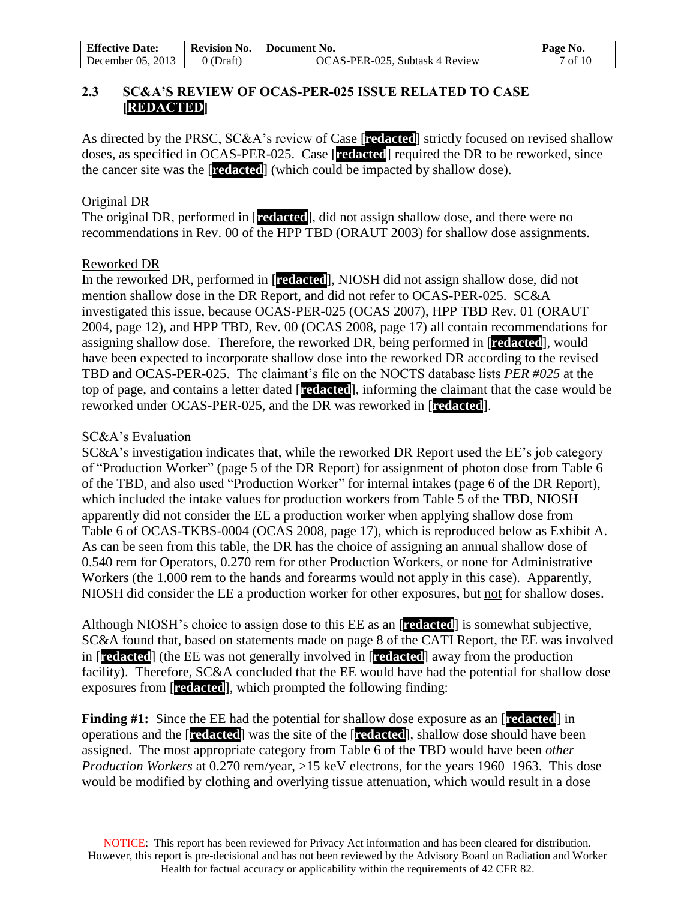## 2.3 SC&A'S REVIEW OF OCAS-PER-025 ISSUE RELATED TO CASE [REDACTED]

As directed by the PRSC, SC&A's review of Case [**redacted**] strictly focused on revised shallow doses, as specified in OCAS-PER-025. Case [**redacted**] required the DR to be reworked, since the cancer site was the [**redacted**] (which could be impacted by shallow dose).

Original DR

The original DR, performed in [**redacted**], did not assign shallow dose, and there were no recommendations in Rev. 00 of the HPP TBD (ORAUT 2003) for shallow dose assignments.

Reworked DR

In the reworked DR, performed in [**redacted**], NIOSH did not assign shallow dose, did not mention shallow dose in the DR Report, and did not refer to OCAS-PER-025. SC&A investigated this issue, because OCAS-PER-025 (OCAS 2007), HPP TBD Rev. 01 (ORAUT 2004, page 12), and HPP TBD, Rev. 00 (OCAS 2008, page 17) all contain recommendations for assigning shallow dose. Therefore, the reworked DR, being performed in [**redacted**], would have been expected to incorporate shallow dose into the reworked DR according to the revised TBD and OCAS-PER-025. The claimant's file on the NOCTS database lists *PER #025* at the top of page, and contains a letter dated [**redacted**], informing the claimant that the case would be reworked under OCAS-PER-025, and the DR was reworked in [**redacted**].

SC&A's Evaluation

SC&A's investigation indicates that, while the reworked DR Report used the EE's job category of "Production Worker" (page 5 of the DR Report) for assignment of photon dose from Table 6 of the TBD, and also used "Production Worker" for internal intakes (page 6 of the DR Report), which included the intake values for production workers from Table 5 of the TBD, NIOSH apparently did not consider the EE a production worker when applying shallow dose from Table 6 of OCAS-TKBS-0004 (OCAS 2008, page 17), which is reproduced below as Exhibit A. As can be seen from this table, the DR has the choice of assigning an annual shallow dose of 0.540 rem for Operators, 0.270 rem for other Production Workers, or none for Administrative Workers (the 1.000 rem to the hands and forearms would not apply in this case). Apparently, NIOSH did consider the EE a production worker for other exposures, but not for shallow doses.

Although NIOSH's choice to assign dose to this EE as an [**redacted**] is somewhat subjective, SC&A found that, based on statements made on page 8 of the CATI Report, the EE was involved in [**redacted**] (the EE was not generally involved in [**redacted**] away from the production facility). Therefore, SC&A concluded that the EE would have had the potential for shallow dose exposures from [**redacted**], which prompted the following finding:

**Finding #1:** Since the EE had the potential for shallow dose exposure as an [**redacted**] in operations and the [**redacted**] was the site of the [**redacted**], shallow dose should have been assigned. The most appropriate category from Table 6 of the TBD would have been *other Production Workers* at 0.270 rem/year, >15 keV electrons, for the years 1960–1963. This dose would be modified by clothing and overlying tissue attenuation, which would result in a dose

NOTICE: This report has been reviewed for Privacy Act information and has been cleared for distribution. However, this report is pre-decisional and has not been reviewed by the Advisory Board on Radiation and Worker Health for factual accuracy or applicability within the requirements of 42 CFR 82.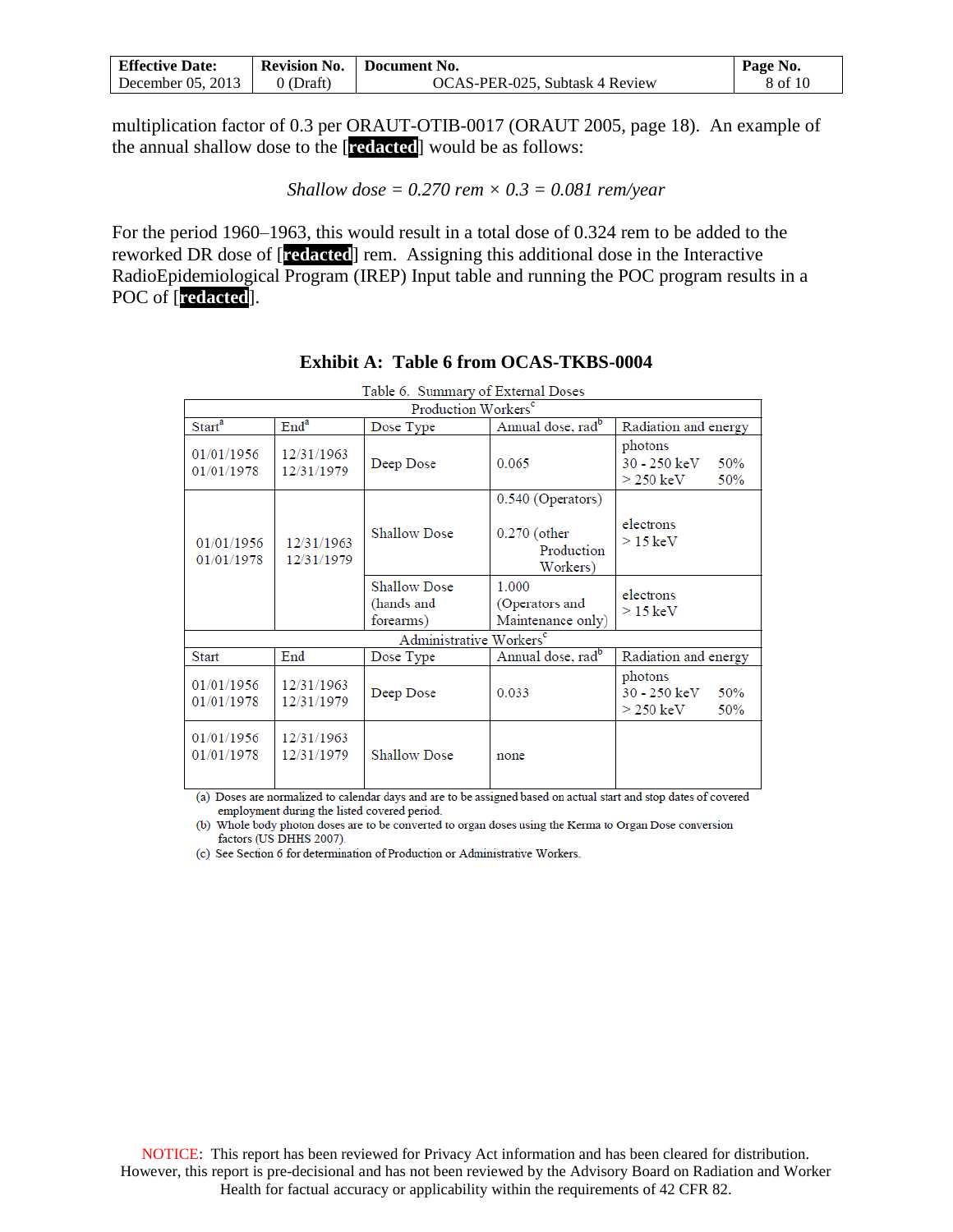multiplication factor of 0.3 per ORAUT-OTIB-0017 (ORAUT 2005, page 18). An example of the annual shallow dose to the [redacted] would be as follows:

$$\textit{Shallow dose} = 0.270 \text{ rem} \times 0.3 = 0.081 \text{ rem/year}$$

For the period 1960–1963, this would result in a total dose of 0.324 rem to be added to the reworked DR dose of [redacted] rem. Assigning this additional dose in the Interactive RadioEpidemiological Program (IREP) Input table and running the POC program results in a POC of [redacted].

## Exhibit A: Table 6 from OCAS-TKBS-0004

Table 6. Summary of External Doses

| Production Workers[c] | | | | |
|---|---|---|---|---|
| Start[a] | End[a] | Dose Type | Annual dose, rad[b] | Radiation and energy |
| 01/01/1956<br>01/01/1978 | 12/31/1963<br>12/31/1979 | Deep Dose | 0.065 | photons<br>30 - 250 keV 50%<br>> 250 keV 50% |
| 01/01/1956<br>01/01/1978 | 12/31/1963<br>12/31/1979 | Shallow Dose | 0.540 (Operators)<br><br>0.270 (other Production Workers) | electrons<br>> 15 keV |
| | | Shallow Dose (hands and forearms) | 1.000 (Operators and Maintenance only) | electrons<br>> 15 keV |
| **Administrative Workers[c]** | | | | |
| Start | End | Dose Type | Annual dose, rad[b] | Radiation and energy |
| 01/01/1956<br>01/01/1978 | 12/31/1963<br>12/31/1979 | Deep Dose | 0.033 | photons<br>30 - 250 keV 50%<br>> 250 keV 50% |
| 01/01/1956<br>01/01/1978 | 12/31/1963<br>12/31/1979 | Shallow Dose | none | |

(a) Doses are normalized to calendar days and are to be assigned based on actual start and stop dates of covered employment during the listed covered period.
(b) Whole body photon doses are to be converted to organ doses using the Kerma to Organ Dose conversion factors (US DHHS 2007).
(c) See Section 6 for determination of Production or Administrative Workers.

NOTICE: This report has been reviewed for Privacy Act information and has been cleared for distribution. However, this report is pre-decisional and has not been reviewed by the Advisory Board on Radiation and Worker Health for factual accuracy or applicability within the requirements of 42 CFR 82.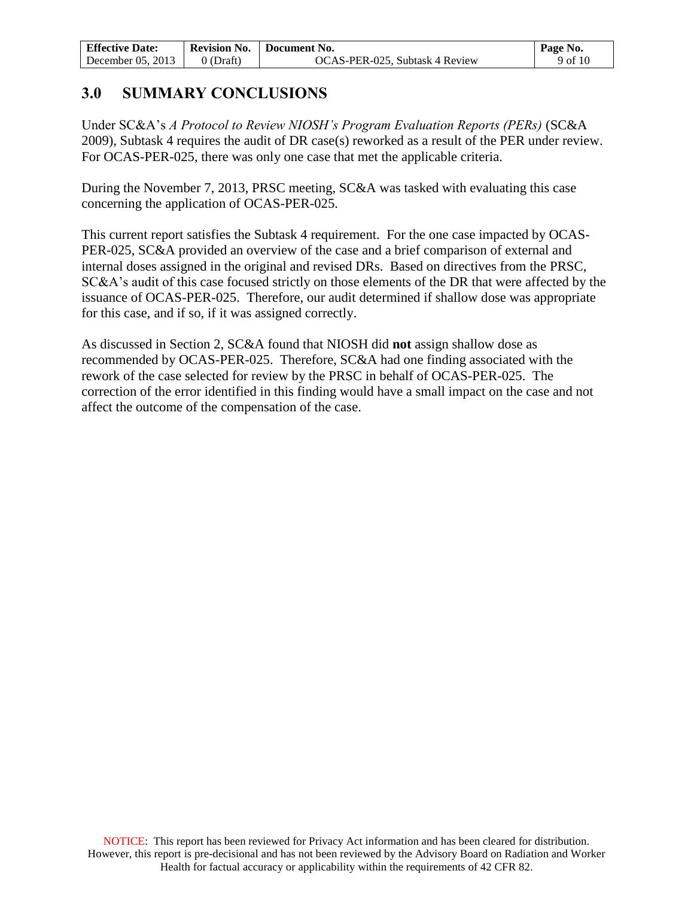## 3.0 SUMMARY CONCLUSIONS

Under SC&A's *A Protocol to Review NIOSH's Program Evaluation Reports (PERs)* (SC&A 2009), Subtask 4 requires the audit of DR case(s) reworked as a result of the PER under review. For OCAS-PER-025, there was only one case that met the applicable criteria.

During the November 7, 2013, PRSC meeting, SC&A was tasked with evaluating this case concerning the application of OCAS-PER-025.

This current report satisfies the Subtask 4 requirement. For the one case impacted by OCAS-PER-025, SC&A provided an overview of the case and a brief comparison of external and internal doses assigned in the original and revised DRs. Based on directives from the PRSC, SC&A's audit of this case focused strictly on those elements of the DR that were affected by the issuance of OCAS-PER-025. Therefore, our audit determined if shallow dose was appropriate for this case, and if so, if it was assigned correctly.

As discussed in Section 2, SC&A found that NIOSH did **not** assign shallow dose as recommended by OCAS-PER-025. Therefore, SC&A had one finding associated with the rework of the case selected for review by the PRSC in behalf of OCAS-PER-025. The correction of the error identified in this finding would have a small impact on the case and not affect the outcome of the compensation of the case.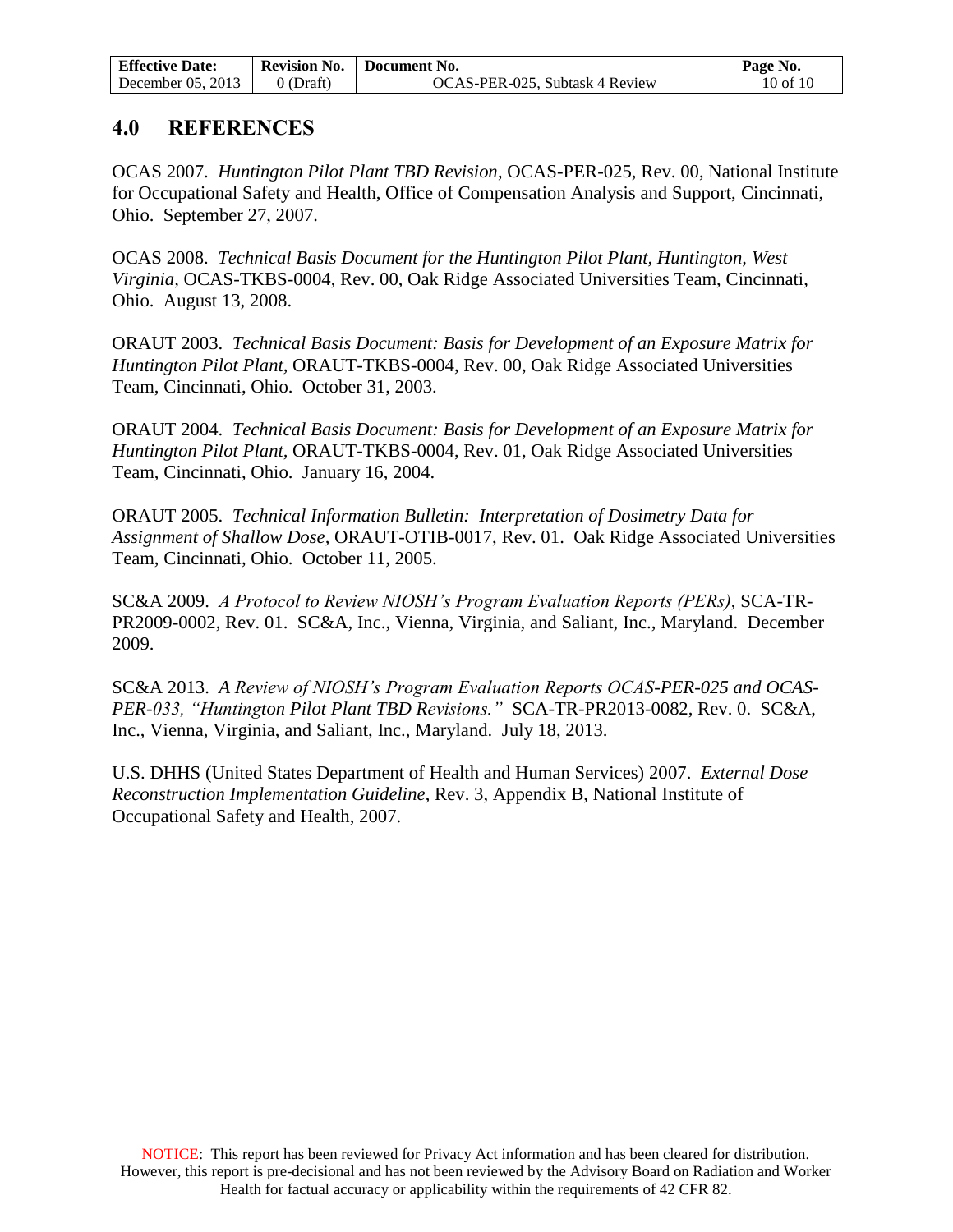## 4.0 REFERENCES

OCAS 2007. *Huntington Pilot Plant TBD Revision*, OCAS-PER-025, Rev. 00, National Institute for Occupational Safety and Health, Office of Compensation Analysis and Support, Cincinnati, Ohio. September 27, 2007.

OCAS 2008. *Technical Basis Document for the Huntington Pilot Plant, Huntington, West Virginia*, OCAS-TKBS-0004, Rev. 00, Oak Ridge Associated Universities Team, Cincinnati, Ohio. August 13, 2008.

ORAUT 2003. *Technical Basis Document: Basis for Development of an Exposure Matrix for Huntington Pilot Plant*, ORAUT-TKBS-0004, Rev. 00, Oak Ridge Associated Universities Team, Cincinnati, Ohio. October 31, 2003.

ORAUT 2004. *Technical Basis Document: Basis for Development of an Exposure Matrix for Huntington Pilot Plant*, ORAUT-TKBS-0004, Rev. 01, Oak Ridge Associated Universities Team, Cincinnati, Ohio. January 16, 2004.

ORAUT 2005. *Technical Information Bulletin: Interpretation of Dosimetry Data for Assignment of Shallow Dose*, ORAUT-OTIB-0017, Rev. 01. Oak Ridge Associated Universities Team, Cincinnati, Ohio. October 11, 2005.

SC&A 2009. *A Protocol to Review NIOSH's Program Evaluation Reports (PERs)*, SCA-TR-PR2009-0002, Rev. 01. SC&A, Inc., Vienna, Virginia, and Saliant, Inc., Maryland. December 2009.

SC&A 2013. *A Review of NIOSH's Program Evaluation Reports OCAS-PER-025 and OCAS-PER-033, "Huntington Pilot Plant TBD Revisions."* SCA-TR-PR2013-0082, Rev. 0. SC&A, Inc., Vienna, Virginia, and Saliant, Inc., Maryland. July 18, 2013.

U.S. DHHS (United States Department of Health and Human Services) 2007. *External Dose Reconstruction Implementation Guideline*, Rev. 3, Appendix B, National Institute of Occupational Safety and Health, 2007.

NOTICE: This report has been reviewed for Privacy Act information and has been cleared for distribution. However, this report is pre-decisional and has not been reviewed by the Advisory Board on Radiation and Worker Health for factual accuracy or applicability within the requirements of 42 CFR 82.